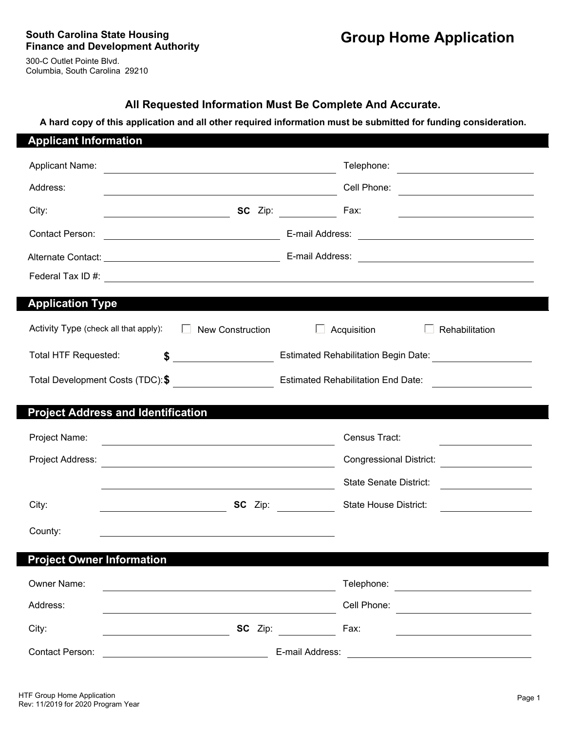**South Carolina State Housing Finance and Development Authority**

300-C Outlet Pointe Blvd.
Columbia, South Carolina 29210

# Group Home Application

### All Requested Information Must Be Complete And Accurate.

**A hard copy of this application and all other required information must be submitted for funding consideration.**

## Applicant Information

Applicant Name: ______________________ Telephone: ______________

Address: ______________________ Cell Phone: ______________

City: ______________ **SC** Zip: ________ Fax: ______________

Contact Person: ______________________ E-mail Address: ______________

Alternate Contact: ______________________ E-mail Address: ______________

Federal Tax ID #: ______________________

## Application Type

Activity Type (check all that apply): ☐ New Construction ☐ Acquisition ☐ Rehabilitation

Total HTF Requested: $ ______________ Estimated Rehabilitation Begin Date: ______________

Total Development Costs (TDC): $ ______________ Estimated Rehabilitation End Date: ______________

## Project Address and Identification

Project Name: ______________________ Census Tract: ______________

Project Address: ______________________ Congressional District: ______________

______________________ State Senate District: ______________

City: ______________ **SC** Zip: ________ State House District: ______________

County: ______________________

## Project Owner Information

Owner Name: ______________________ Telephone: ______________

Address: ______________________ Cell Phone: ______________

City: ______________ **SC** Zip: ________ Fax: ______________

Contact Person: ______________________ E-mail Address: ______________

HTF Group Home Application
Rev: 11/2019 for 2020 Program Year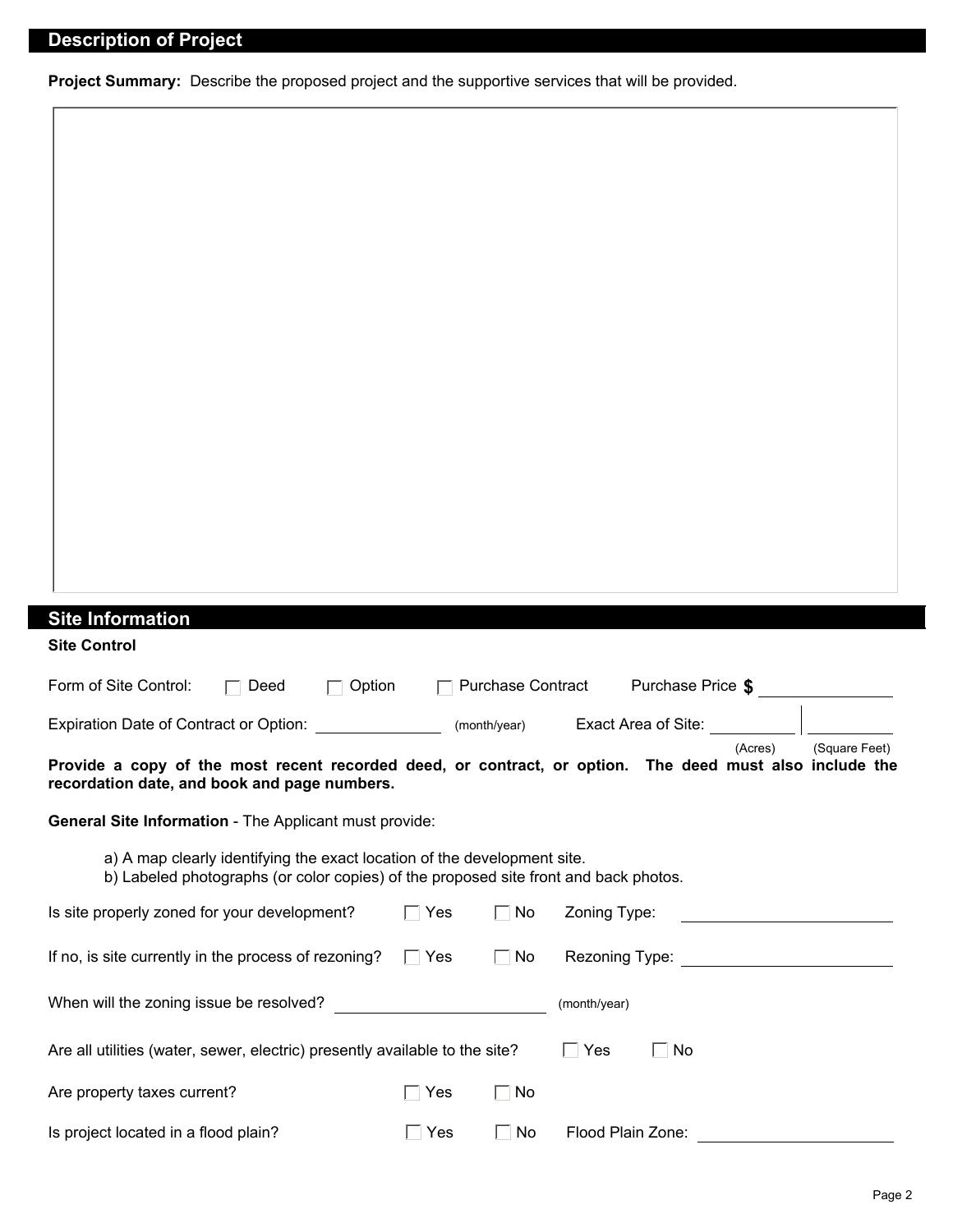## Description of Project

**Project Summary:** Describe the proposed project and the supportive services that will be provided.

## Site Information

**Site Control**

Form of Site Control: ☐ Deed ☐ Option ☐ Purchase Contract Purchase Price **$** ______________

Expiration Date of Contract or Option: ______________ (month/year) Exact Area of Site: __________ (Acres) | __________ (Square Feet)

**Provide a copy of the most recent recorded deed, or contract, or option. The deed must also include the recordation date, and book and page numbers.**

**General Site Information** - The Applicant must provide:

a) A map clearly identifying the exact location of the development site.
b) Labeled photographs (or color copies) of the proposed site front and back photos.

Is site properly zoned for your development? ☐ Yes ☐ No Zoning Type: ______________________

If no, is site currently in the process of rezoning? ☐ Yes ☐ No Rezoning Type: ______________________

When will the zoning issue be resolved? ______________________ (month/year)

Are all utilities (water, sewer, electric) presently available to the site? ☐ Yes ☐ No

Are property taxes current? ☐ Yes ☐ No

Is project located in a flood plain? ☐ Yes ☐ No Flood Plain Zone: ______________________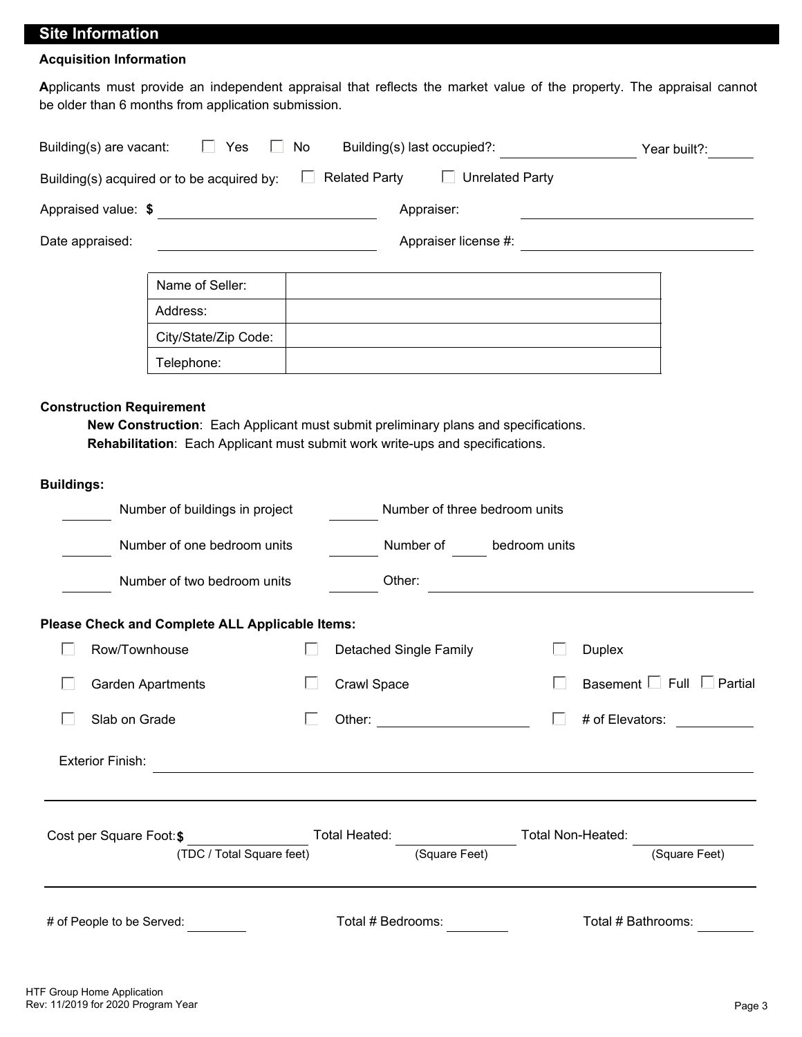## Site Information

### Acquisition Information

**A**pplicants must provide an independent appraisal that reflects the market value of the property. The appraisal cannot be older than 6 months from application submission.

Building(s) are vacant: ☐ Yes ☐ No Building(s) last occupied?: __________ Year built?: ______

Building(s) acquired or to be acquired by: ☐ Related Party ☐ Unrelated Party

Appraised value: **$** __________ Appraiser: __________

Date appraised: __________ Appraiser license #: __________

| Name of Seller: | |
|---|---|
| Address: | |
| City/State/Zip Code: | |
| Telephone: | |

### Construction Requirement

**New Construction**: Each Applicant must submit preliminary plans and specifications.
**Rehabilitation**: Each Applicant must submit work write-ups and specifications.

### Buildings:

_____ Number of buildings in project _____ Number of three bedroom units

_____ Number of one bedroom units _____ Number of _____ bedroom units

_____ Number of two bedroom units _____ Other: __________

### Please Check and Complete ALL Applicable Items:

☐ Row/Townhouse ☐ Detached Single Family ☐ Duplex

☐ Garden Apartments ☐ Crawl Space ☐ Basement ☐ Full ☐ Partial

☐ Slab on Grade ☐ Other: __________ ☐ # of Elevators: __________

Exterior Finish: __________

---

Cost per Square Foot: **$** __________ (TDC / Total Square feet) Total Heated: __________ (Square Feet) Total Non-Heated: __________ (Square Feet)

---

# of People to be Served: _____ Total # Bedrooms: _____ Total # Bathrooms: _____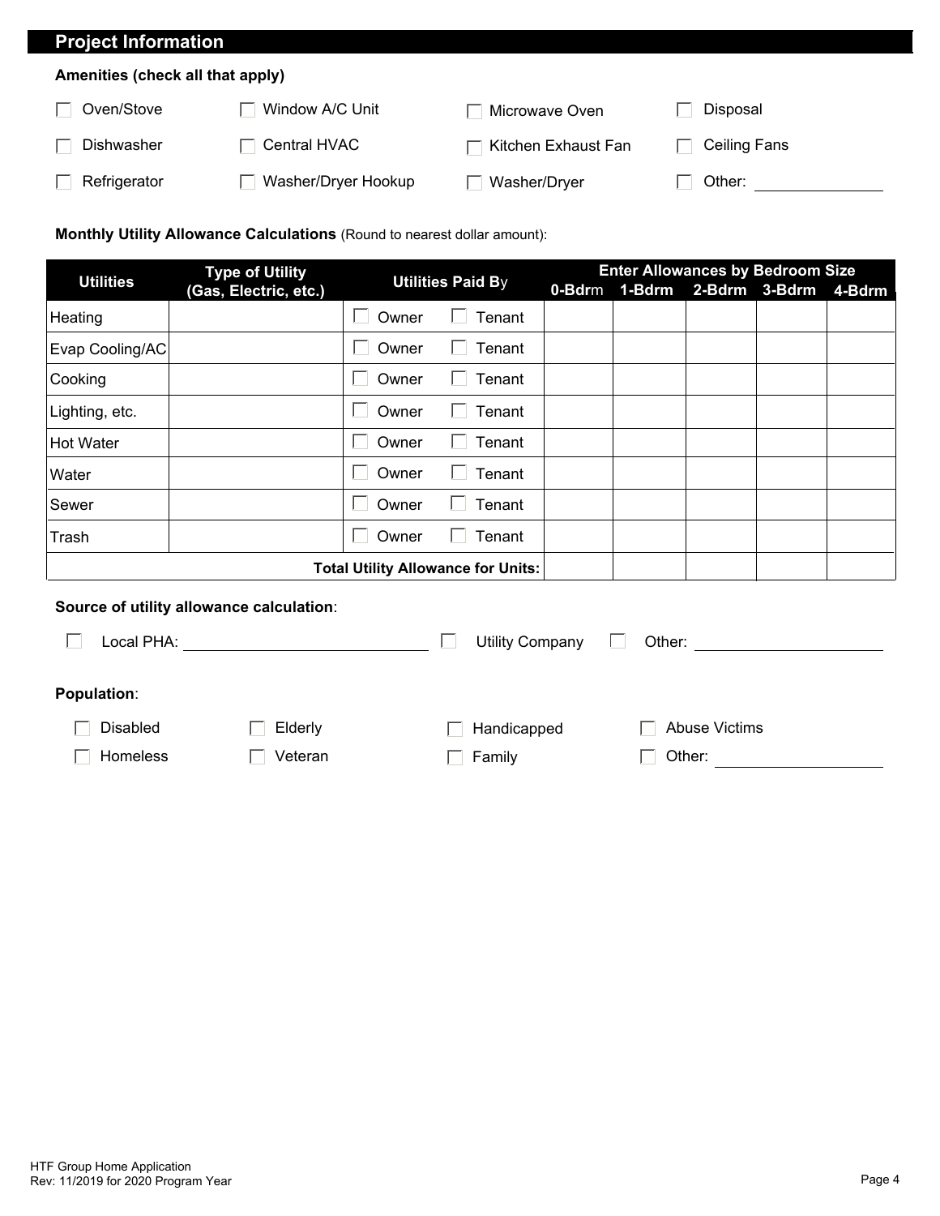## Project Information

**Amenities (check all that apply)**

- ☐ Oven/Stove
- ☐ Window A/C Unit
- ☐ Microwave Oven
- ☐ Disposal
- ☐ Dishwasher
- ☐ Central HVAC
- ☐ Kitchen Exhaust Fan
- ☐ Ceiling Fans
- ☐ Refrigerator
- ☐ Washer/Dryer Hookup
- ☐ Washer/Dryer
- ☐ Other: ______________

**Monthly Utility Allowance Calculations** (Round to nearest dollar amount):

| Utilities | Type of Utility (Gas, Electric, etc.) | Utilities Paid By | Enter Allowances by Bedroom Size | | | | |
|---|---|---|---|---|---|---|---|
| | | | 0-Bdrm | 1-Bdrm | 2-Bdrm | 3-Bdrm | 4-Bdrm |
| Heating | | ☐ Owner ☐ Tenant | | | | | |
| Evap Cooling/AC | | ☐ Owner ☐ Tenant | | | | | |
| Cooking | | ☐ Owner ☐ Tenant | | | | | |
| Lighting, etc. | | ☐ Owner ☐ Tenant | | | | | |
| Hot Water | | ☐ Owner ☐ Tenant | | | | | |
| Water | | ☐ Owner ☐ Tenant | | | | | |
| Sewer | | ☐ Owner ☐ Tenant | | | | | |
| Trash | | ☐ Owner ☐ Tenant | | | | | |
| | | **Total Utility Allowance for Units:** | | | | | |

**Source of utility allowance calculation**:

- ☐ Local PHA: ______________________
- ☐ Utility Company
- ☐ Other: ______________________

**Population**:

- ☐ Disabled
- ☐ Elderly
- ☐ Handicapped
- ☐ Abuse Victims
- ☐ Homeless
- ☐ Veteran
- ☐ Family
- ☐ Other: ______________________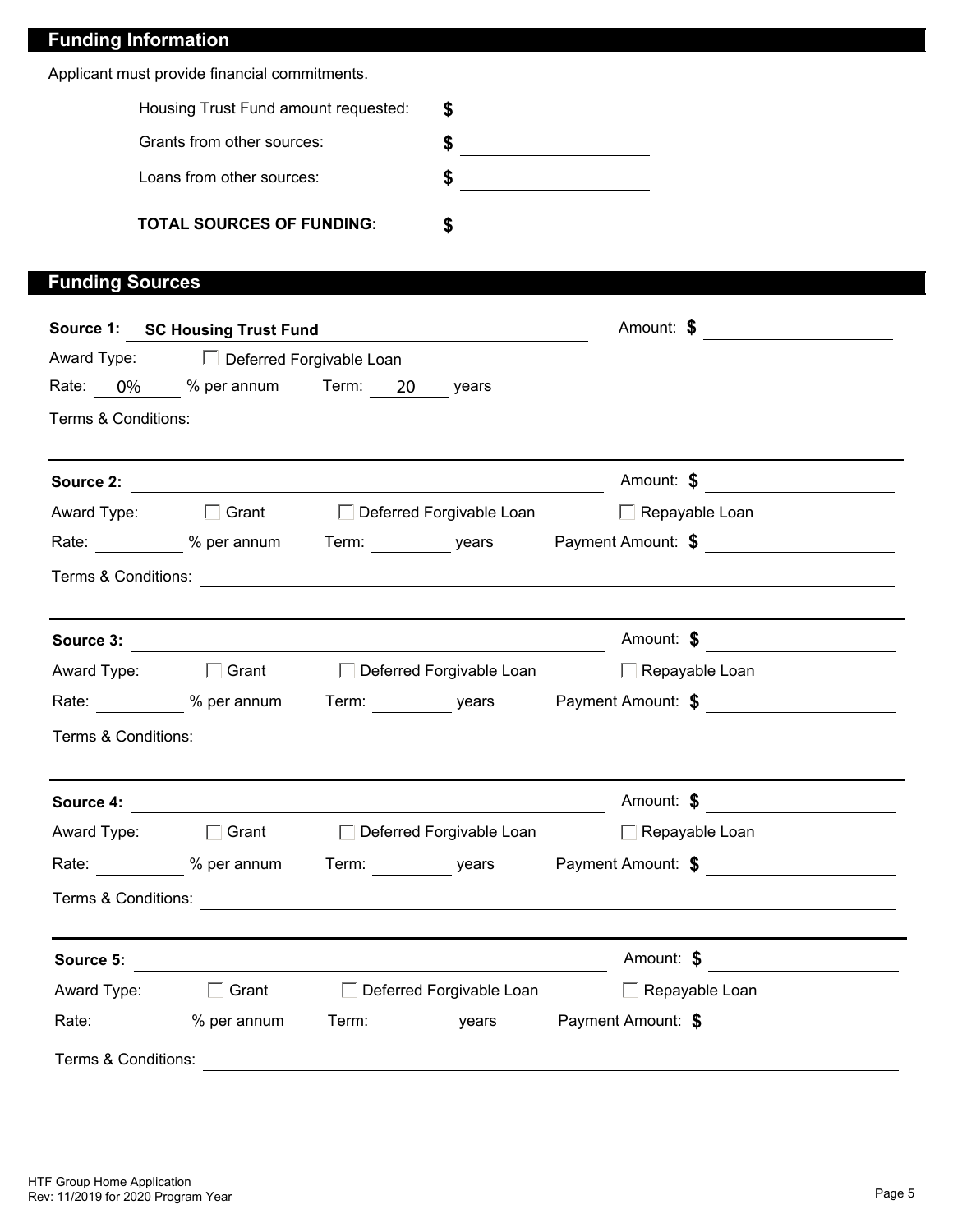## Funding Information

Applicant must provide financial commitments.

Housing Trust Fund amount requested: $ ____________

Grants from other sources: $ ____________

Loans from other sources: $ ____________

**TOTAL SOURCES OF FUNDING:** $ ____________

## Funding Sources

**Source 1:** **SC Housing Trust Fund** Amount: **$** ____________

Award Type: ☐ Deferred Forgivable Loan

Rate: 0% % per annum Term: 20 years

Terms & Conditions: ____________

---

**Source 2:** ____________ Amount: **$** ____________

Award Type: ☐ Grant ☐ Deferred Forgivable Loan ☐ Repayable Loan

Rate: ______ % per annum Term: ______ years Payment Amount: **$** ____________

Terms & Conditions: ____________

---

**Source 3:** ____________ Amount: **$** ____________

Award Type: ☐ Grant ☐ Deferred Forgivable Loan ☐ Repayable Loan

Rate: ______ % per annum Term: ______ years Payment Amount: **$** ____________

Terms & Conditions: ____________

---

**Source 4:** ____________ Amount: **$** ____________

Award Type: ☐ Grant ☐ Deferred Forgivable Loan ☐ Repayable Loan

Rate: ______ % per annum Term: ______ years Payment Amount: **$** ____________

Terms & Conditions: ____________

---

**Source 5:** ____________ Amount: **$** ____________

Award Type: ☐ Grant ☐ Deferred Forgivable Loan ☐ Repayable Loan

Rate: ______ % per annum Term: ______ years Payment Amount: **$** ____________

Terms & Conditions: ____________

HTF Group Home Application
Rev: 11/2019 for 2020 Program Year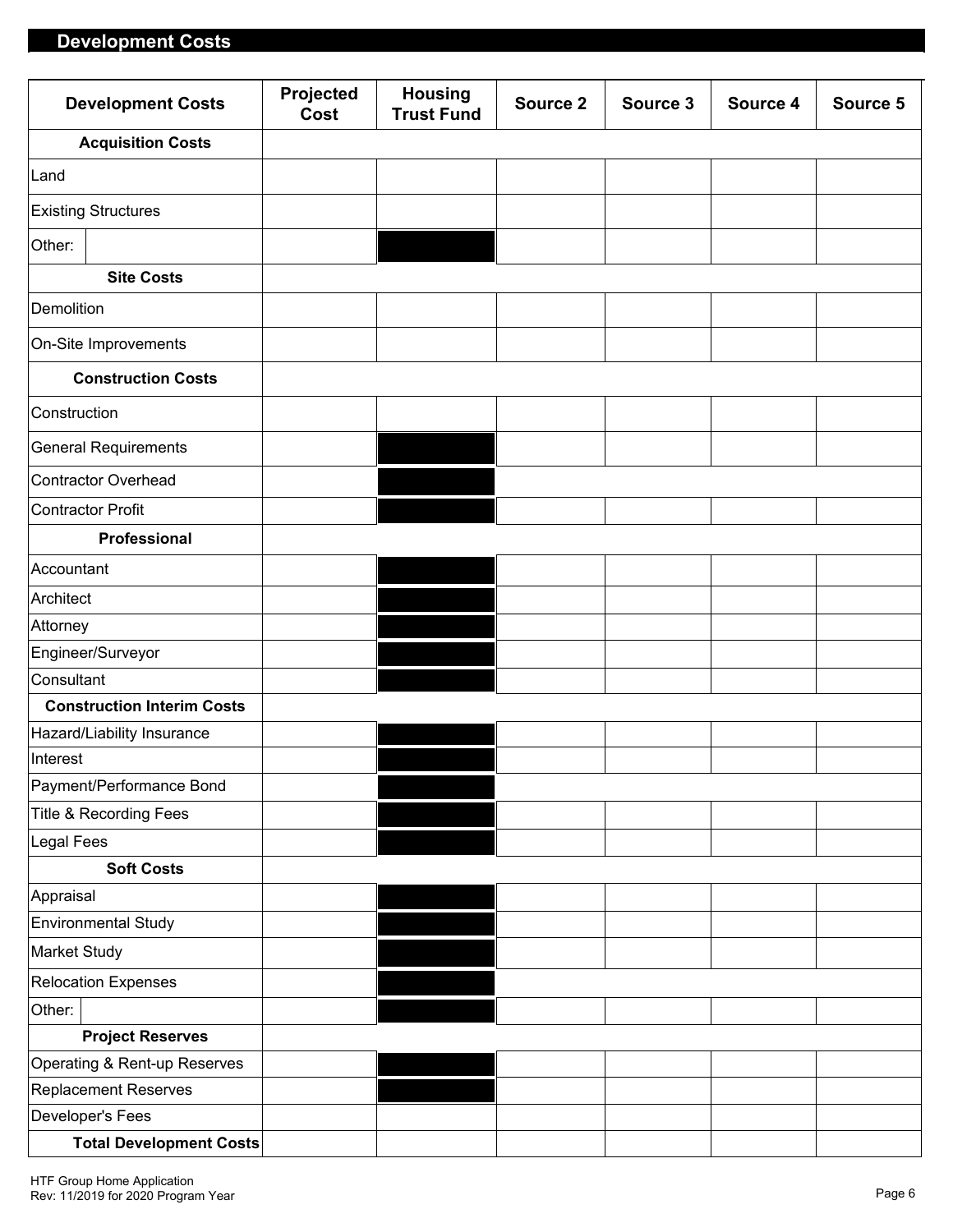## Development Costs

| Development Costs | Projected Cost | Housing Trust Fund | Source 2 | Source 3 | Source 4 | Source 5 |
|---|---|---|---|---|---|---|
| **Acquisition Costs** | | | | | | |
| Land | | | | | | |
| Existing Structures | | | | | | |
| Other: | | | | | | |
| **Site Costs** | | | | | | |
| Demolition | | | | | | |
| On-Site Improvements | | | | | | |
| **Construction Costs** | | | | | | |
| Construction | | | | | | |
| General Requirements | | | | | | |
| Contractor Overhead | | | | | | |
| Contractor Profit | | | | | | |
| **Professional** | | | | | | |
| Accountant | | | | | | |
| Architect | | | | | | |
| Attorney | | | | | | |
| Engineer/Surveyor | | | | | | |
| Consultant | | | | | | |
| **Construction Interim Costs** | | | | | | |
| Hazard/Liability Insurance | | | | | | |
| Interest | | | | | | |
| Payment/Performance Bond | | | | | | |
| Title & Recording Fees | | | | | | |
| Legal Fees | | | | | | |
| **Soft Costs** | | | | | | |
| Appraisal | | | | | | |
| Environmental Study | | | | | | |
| Market Study | | | | | | |
| Relocation Expenses | | | | | | |
| Other: | | | | | | |
| **Project Reserves** | | | | | | |
| Operating & Rent-up Reserves | | | | | | |
| Replacement Reserves | | | | | | |
| Developer's Fees | | | | | | |
| **Total Development Costs** | | | | | | |

HTF Group Home Application
Rev: 11/2019 for 2020 Program Year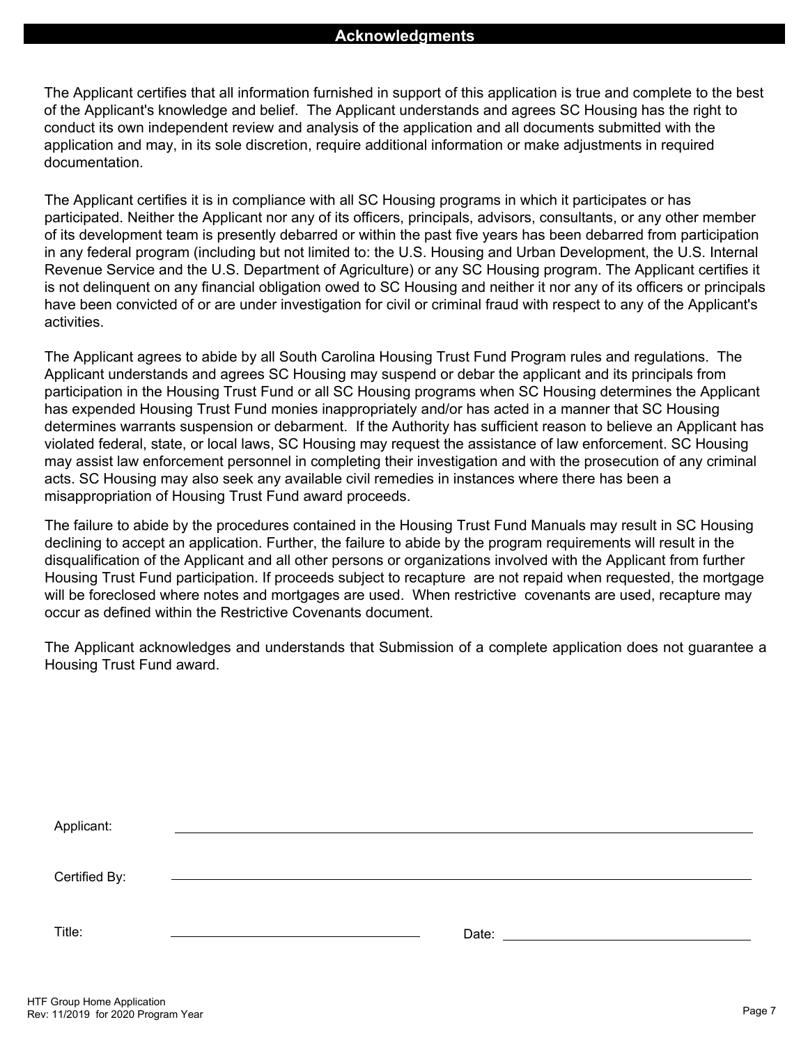## Acknowledgments

The Applicant certifies that all information furnished in support of this application is true and complete to the best of the Applicant's knowledge and belief. The Applicant understands and agrees SC Housing has the right to conduct its own independent review and analysis of the application and all documents submitted with the application and may, in its sole discretion, require additional information or make adjustments in required documentation.

The Applicant certifies it is in compliance with all SC Housing programs in which it participates or has participated. Neither the Applicant nor any of its officers, principals, advisors, consultants, or any other member of its development team is presently debarred or within the past five years has been debarred from participation in any federal program (including but not limited to: the U.S. Housing and Urban Development, the U.S. Internal Revenue Service and the U.S. Department of Agriculture) or any SC Housing program. The Applicant certifies it is not delinquent on any financial obligation owed to SC Housing and neither it nor any of its officers or principals have been convicted of or are under investigation for civil or criminal fraud with respect to any of the Applicant's activities.

The Applicant agrees to abide by all South Carolina Housing Trust Fund Program rules and regulations. The Applicant understands and agrees SC Housing may suspend or debar the applicant and its principals from participation in the Housing Trust Fund or all SC Housing programs when SC Housing determines the Applicant has expended Housing Trust Fund monies inappropriately and/or has acted in a manner that SC Housing determines warrants suspension or debarment. If the Authority has sufficient reason to believe an Applicant has violated federal, state, or local laws, SC Housing may request the assistance of law enforcement. SC Housing may assist law enforcement personnel in completing their investigation and with the prosecution of any criminal acts. SC Housing may also seek any available civil remedies in instances where there has been a misappropriation of Housing Trust Fund award proceeds.

The failure to abide by the procedures contained in the Housing Trust Fund Manuals may result in SC Housing declining to accept an application. Further, the failure to abide by the program requirements will result in the disqualification of the Applicant and all other persons or organizations involved with the Applicant from further Housing Trust Fund participation. If proceeds subject to recapture are not repaid when requested, the mortgage will be foreclosed where notes and mortgages are used. When restrictive covenants are used, recapture may occur as defined within the Restrictive Covenants document.

The Applicant acknowledges and understands that Submission of a complete application does not guarantee a Housing Trust Fund award.

Applicant: ______________________________

Certified By: ______________________________

Title: ____________________ Date: ____________________

HTF Group Home Application
Rev: 11/2019 for 2020 Program Year